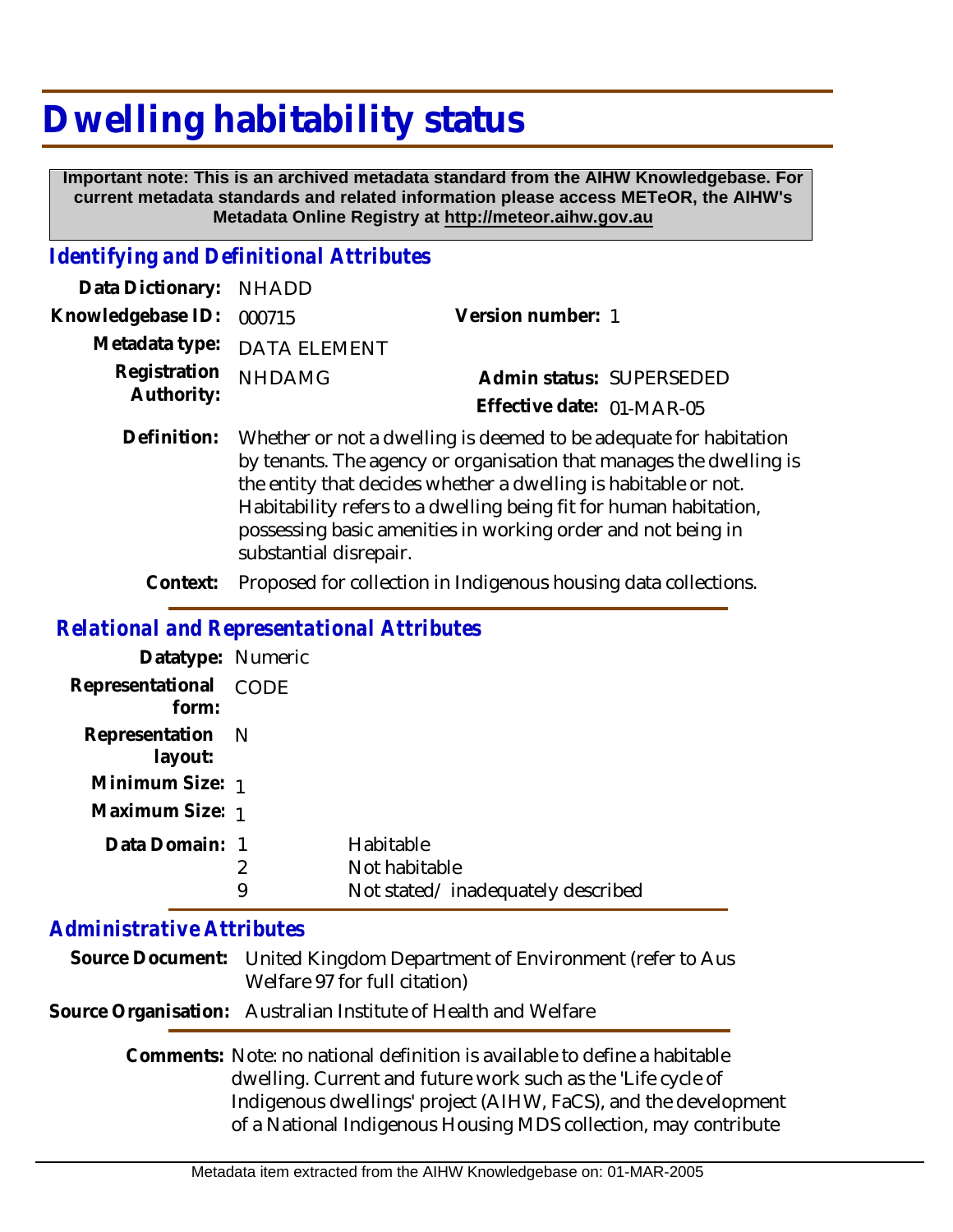# Dwelling habitability status

**Important note: This is an archived metadata standard from the AIHW Knowledgebase. For current metadata standards and related information please access METeOR, the AIHW's Metadata Online Registry at http://meteor.aihw.gov.au**

## *Identifying and Definitional Attributes*

**Data Dictionary:** NHADD

**Knowledgebase ID:** 000715

**Version number:** 1

**Metadata type:** DATA ELEMENT

**Registration Authority:** NHDAMG

**Admin status:** SUPERSEDED

**Effective date:** 01-MAR-05

**Definition:** Whether or not a dwelling is deemed to be adequate for habitation by tenants. The agency or organisation that manages the dwelling is the entity that decides whether a dwelling is habitable or not. Habitability refers to a dwelling being fit for human habitation, possessing basic amenities in working order and not being in substantial disrepair.

**Context:** Proposed for collection in Indigenous housing data collections.

## *Relational and Representational Attributes*

**Datatype:** Numeric

**Representational form:** CODE

**Representation layout:** N

**Minimum Size:** 1

**Maximum Size:** 1

**Data Domain:**

| Code | Description |
|---|---|
| 1 | Habitable |
| 2 | Not habitable |
| 9 | Not stated/ inadequately described |

## *Administrative Attributes*

**Source Document:** United Kingdom Department of Environment (refer to Aus Welfare 97 for full citation)

**Source Organisation:** Australian Institute of Health and Welfare

**Comments:** Note: no national definition is available to define a habitable dwelling. Current and future work such as the 'Life cycle of Indigenous dwellings' project (AIHW, FaCS), and the development of a National Indigenous Housing MDS collection, may contribute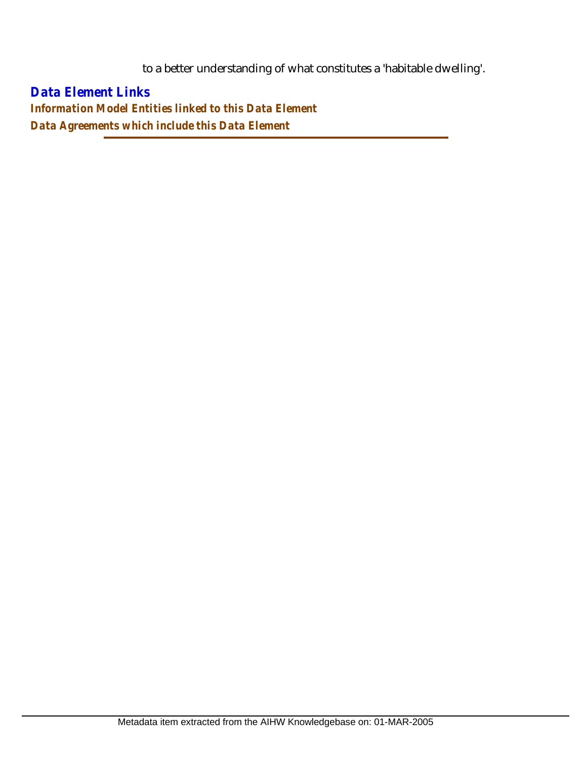to a better understanding of what constitutes a 'habitable dwelling'.

## Data Element Links

***Information Model Entities linked to this Data Element***

***Data Agreements which include this Data Element***

---

Metadata item extracted from the AIHW Knowledgebase on: 01-MAR-2005